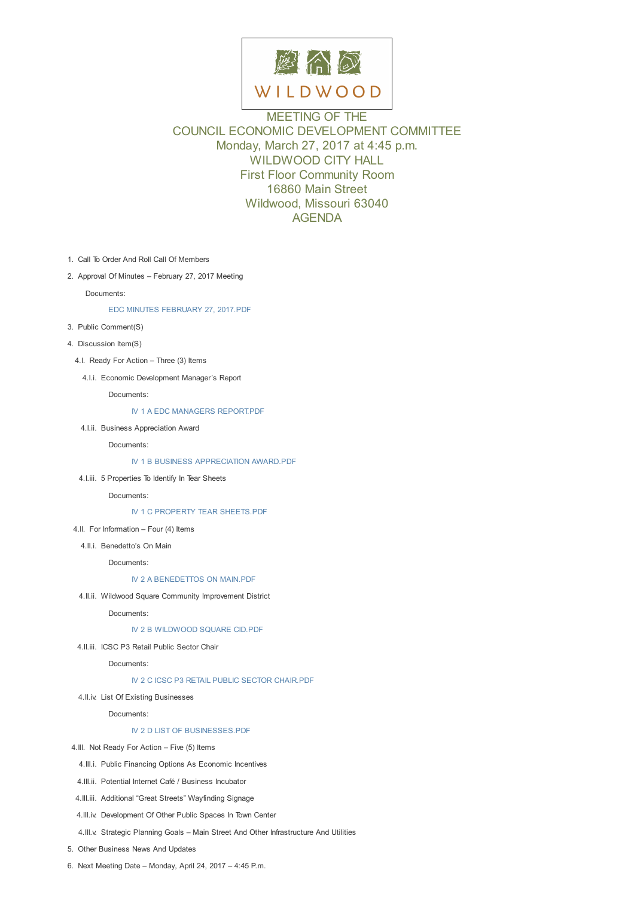WILDWOOD

# MEETING OF THE COUNCIL ECONOMIC DEVELOPMENT COMMITTEE

Monday, March 27, 2017 at 4:45 p.m.
WILDWOOD CITY HALL
First Floor Community Room
16860 Main Street
Wildwood, Missouri 63040

## AGENDA

1. Call To Order And Roll Call Of Members
2. Approval Of Minutes – February 27, 2017 Meeting

   Documents:

   EDC MINUTES FEBRUARY 27, 2017.PDF

3. Public Comment(S)
4. Discussion Item(S)

   4.I. Ready For Action – Three (3) Items

   4.I.i. Economic Development Manager's Report

   Documents:

   IV 1 A EDC MANAGERS REPORT.PDF

   4.I.ii. Business Appreciation Award

   Documents:

   IV 1 B BUSINESS APPRECIATION AWARD.PDF

   4.I.iii. 5 Properties To Identify In Tear Sheets

   Documents:

   IV 1 C PROPERTY TEAR SHEETS.PDF

   4.II. For Information – Four (4) Items

   4.II.i. Benedetto's On Main

   Documents:

   IV 2 A BENEDETTOS ON MAIN.PDF

   4.II.ii. Wildwood Square Community Improvement District

   Documents:

   IV 2 B WILDWOOD SQUARE CID.PDF

   4.II.iii. ICSC P3 Retail Public Sector Chair

   Documents:

   IV 2 C ICSC P3 RETAIL PUBLIC SECTOR CHAIR.PDF

   4.II.iv. List Of Existing Businesses

   Documents:

   IV 2 D LIST OF BUSINESSES.PDF

   4.III. Not Ready For Action – Five (5) Items

   4.III.i. Public Financing Options As Economic Incentives

   4.III.ii. Potential Internet Café / Business Incubator

   4.III.iii. Additional "Great Streets" Wayfinding Signage

   4.III.iv. Development Of Other Public Spaces In Town Center

   4.III.v. Strategic Planning Goals – Main Street And Other Infrastructure And Utilities

5. Other Business News And Updates
6. Next Meeting Date – Monday, April 24, 2017 – 4:45 P.m.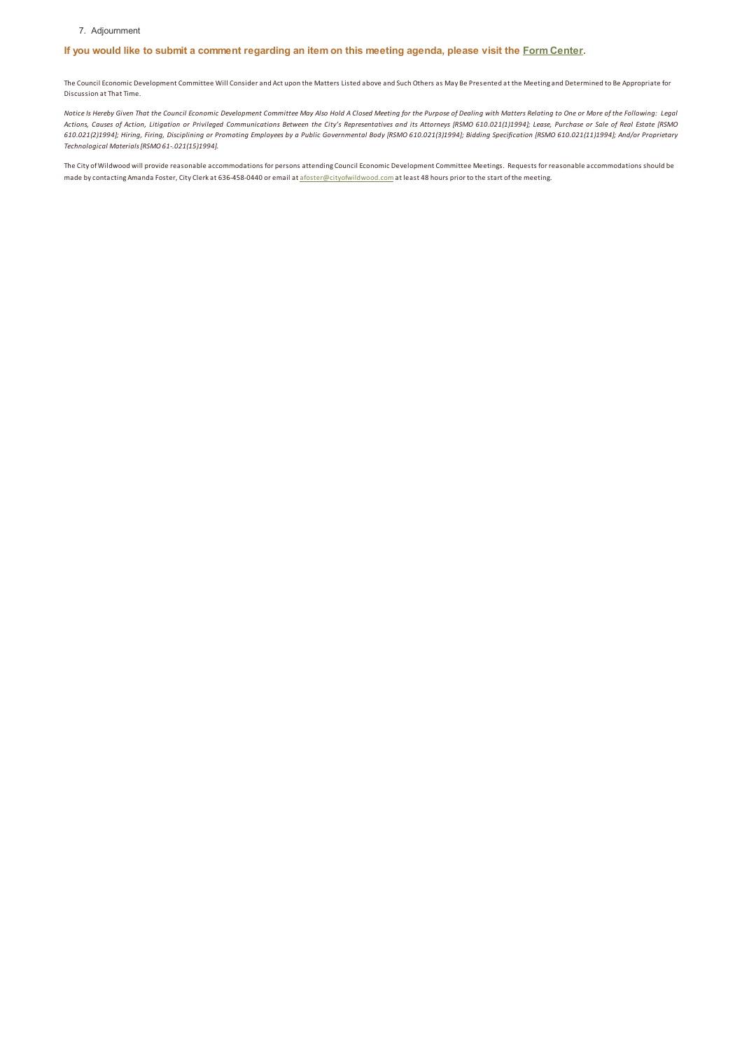7. Adjournment

**If you would like to submit a comment regarding an item on this meeting agenda, please visit the Form Center.**

The Council Economic Development Committee Will Consider and Act upon the Matters Listed above and Such Others as May Be Presented at the Meeting and Determined to Be Appropriate for Discussion at That Time.

*Notice Is Hereby Given That the Council Economic Development Committee May Also Hold A Closed Meeting for the Purpose of Dealing with Matters Relating to One or More of the Following: Legal Actions, Causes of Action, Litigation or Privileged Communications Between the City's Representatives and its Attorneys [RSMO 610.021(1)1994]; Lease, Purchase or Sale of Real Estate [RSMO 610.021(2)1994]; Hiring, Firing, Disciplining or Promoting Employees by a Public Governmental Body [RSMO 610.021(3)1994]; Bidding Specification [RSMO 610.021(11)1994]; And/or Proprietary Technological Materials [RSMO 61-.021(15)1994].*

The City of Wildwood will provide reasonable accommodations for persons attending Council Economic Development Committee Meetings. Requests for reasonable accommodations should be made by contacting Amanda Foster, City Clerk at 636-458-0440 or email at afoster@cityofwildwood.com at least 48 hours prior to the start of the meeting.